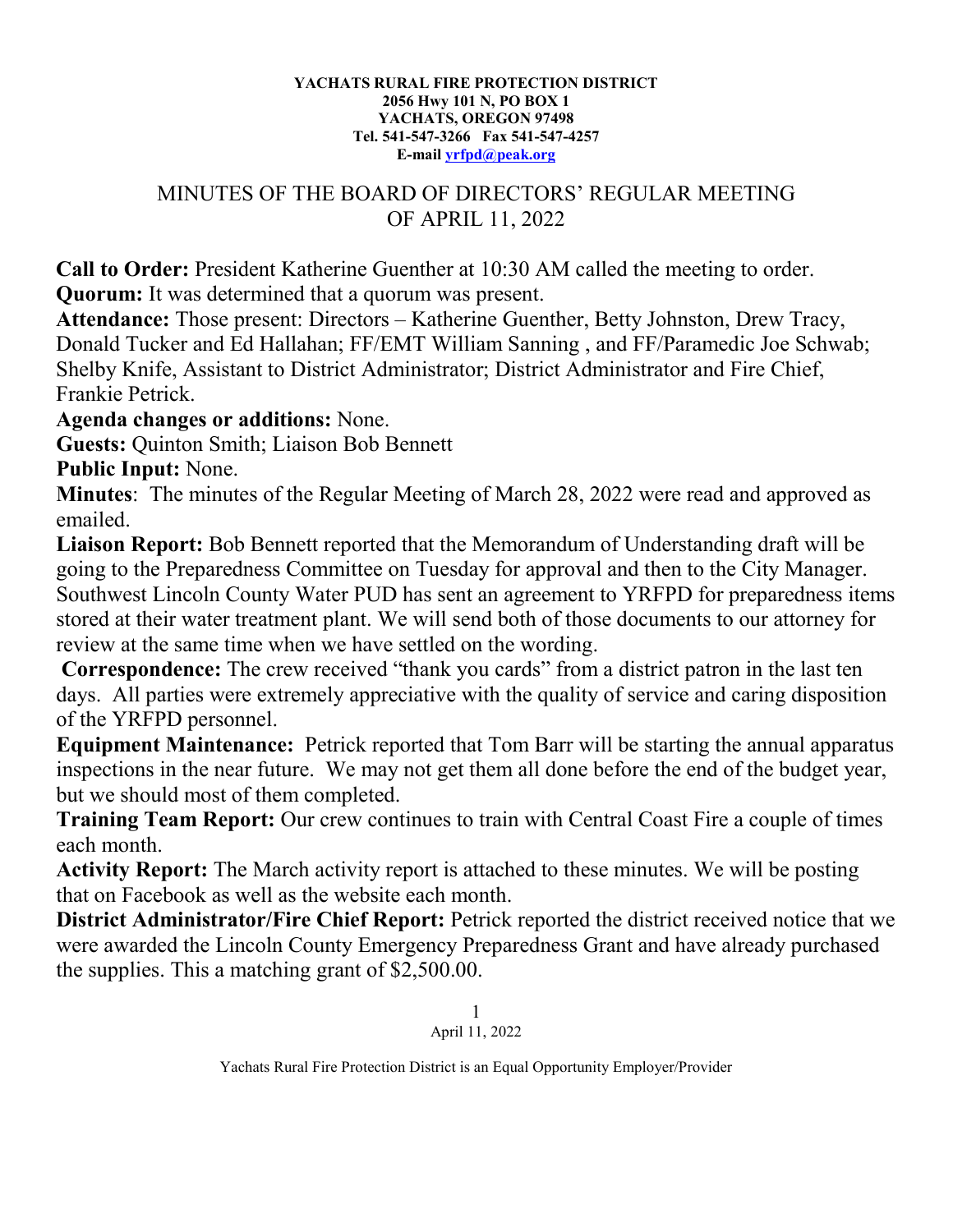**YACHATS RURAL FIRE PROTECTION DISTRICT**
**2056 Hwy 101 N, PO BOX 1**
**YACHATS, OREGON 97498**
**Tel. 541-547-3266 Fax 541-547-4257**
**E-mail yrfpd@peak.org**

# MINUTES OF THE BOARD OF DIRECTORS' REGULAR MEETING OF APRIL 11, 2022

**Call to Order:** President Katherine Guenther at 10:30 AM called the meeting to order.
**Quorum:** It was determined that a quorum was present.
**Attendance:** Those present: Directors – Katherine Guenther, Betty Johnston, Drew Tracy, Donald Tucker and Ed Hallahan; FF/EMT William Sanning , and FF/Paramedic Joe Schwab; Shelby Knife, Assistant to District Administrator; District Administrator and Fire Chief, Frankie Petrick.
**Agenda changes or additions:** None.
**Guests:** Quinton Smith; Liaison Bob Bennett
**Public Input:** None.
**Minutes**: The minutes of the Regular Meeting of March 28, 2022 were read and approved as emailed.
**Liaison Report:** Bob Bennett reported that the Memorandum of Understanding draft will be going to the Preparedness Committee on Tuesday for approval and then to the City Manager. Southwest Lincoln County Water PUD has sent an agreement to YRFPD for preparedness items stored at their water treatment plant. We will send both of those documents to our attorney for review at the same time when we have settled on the wording.
**Correspondence:** The crew received "thank you cards" from a district patron in the last ten days. All parties were extremely appreciative with the quality of service and caring disposition of the YRFPD personnel.
**Equipment Maintenance:** Petrick reported that Tom Barr will be starting the annual apparatus inspections in the near future. We may not get them all done before the end of the budget year, but we should most of them completed.
**Training Team Report:** Our crew continues to train with Central Coast Fire a couple of times each month.
**Activity Report:** The March activity report is attached to these minutes. We will be posting that on Facebook as well as the website each month.
**District Administrator/Fire Chief Report:** Petrick reported the district received notice that we were awarded the Lincoln County Emergency Preparedness Grant and have already purchased the supplies. This a matching grant of $2,500.00.

Yachats Rural Fire Protection District is an Equal Opportunity Employer/Provider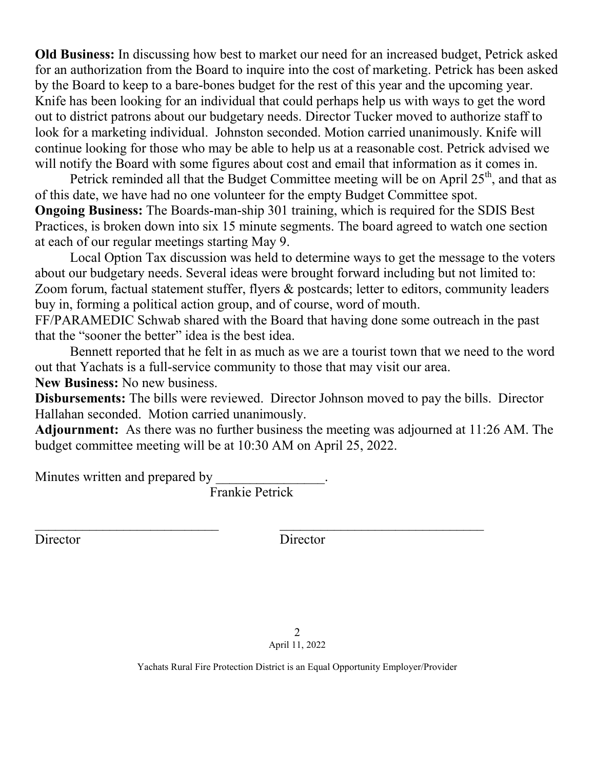**Old Business:** In discussing how best to market our need for an increased budget, Petrick asked for an authorization from the Board to inquire into the cost of marketing. Petrick has been asked by the Board to keep to a bare-bones budget for the rest of this year and the upcoming year. Knife has been looking for an individual that could perhaps help us with ways to get the word out to district patrons about our budgetary needs. Director Tucker moved to authorize staff to look for a marketing individual. Johnston seconded. Motion carried unanimously. Knife will continue looking for those who may be able to help us at a reasonable cost. Petrick advised we will notify the Board with some figures about cost and email that information as it comes in.

Petrick reminded all that the Budget Committee meeting will be on April 25th, and that as of this date, we have had no one volunteer for the empty Budget Committee spot.

**Ongoing Business:** The Boards-man-ship 301 training, which is required for the SDIS Best Practices, is broken down into six 15 minute segments. The board agreed to watch one section at each of our regular meetings starting May 9.

Local Option Tax discussion was held to determine ways to get the message to the voters about our budgetary needs. Several ideas were brought forward including but not limited to: Zoom forum, factual statement stuffer, flyers & postcards; letter to editors, community leaders buy in, forming a political action group, and of course, word of mouth.

FF/PARAMEDIC Schwab shared with the Board that having done some outreach in the past that the "sooner the better" idea is the best idea.

Bennett reported that he felt in as much as we are a tourist town that we need to the word out that Yachats is a full-service community to those that may visit our area.

**New Business:** No new business.

**Disbursements:** The bills were reviewed. Director Johnson moved to pay the bills. Director Hallahan seconded. Motion carried unanimously.

**Adjournment:** As there was no further business the meeting was adjourned at 11:26 AM. The budget committee meeting will be at 10:30 AM on April 25, 2022.

Minutes written and prepared by ________________.
Frankie Petrick

____________________________ ________________________________
Director Director

April 11, 2022

Yachats Rural Fire Protection District is an Equal Opportunity Employer/Provider